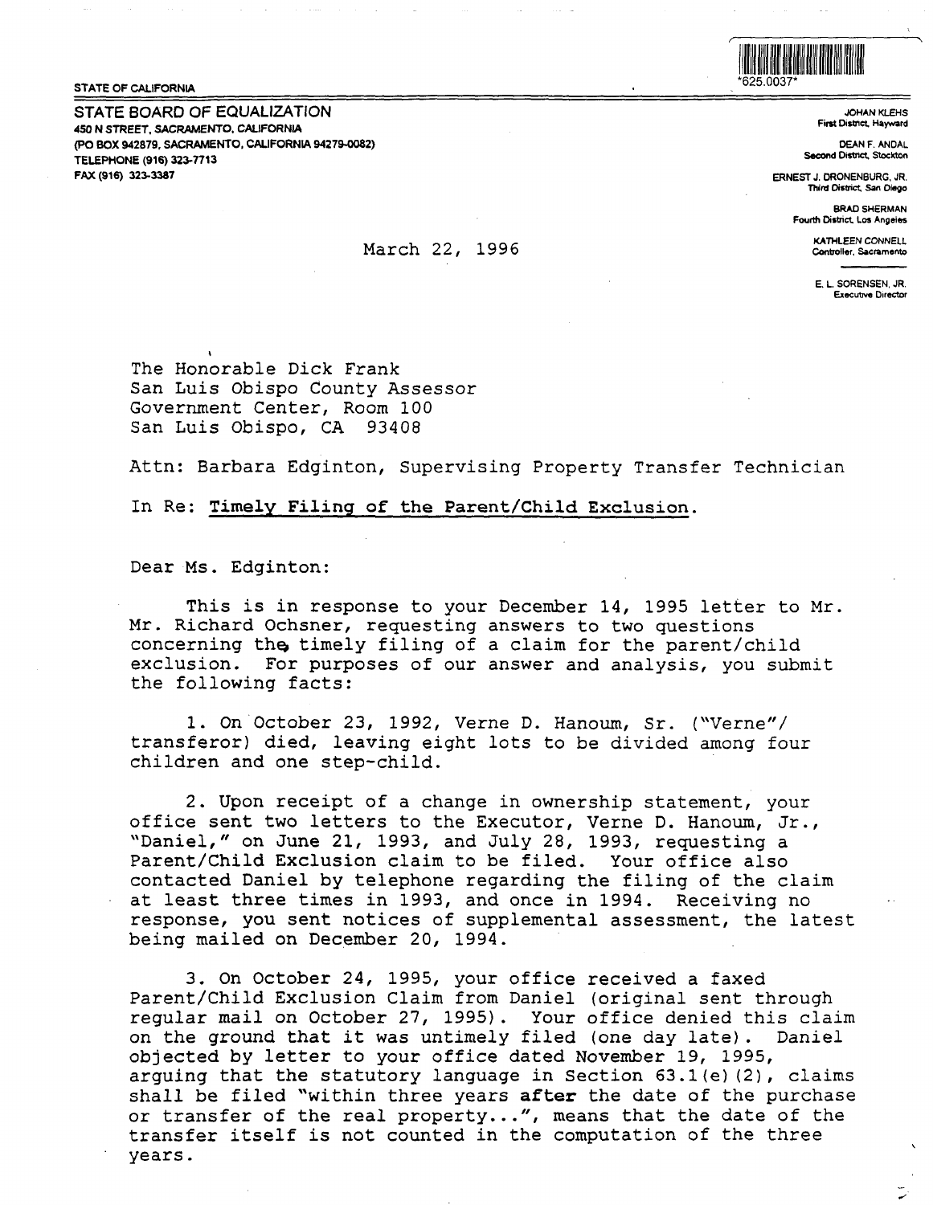*625.0037*

STATE OF CALIFORNIA

**STATE BOARD OF EQUALIZATION**
450 N STREET, SACRAMENTO, CALIFORNIA
(PO BOX 942879, SACRAMENTO, CALIFORNIA 94279-0082)
TELEPHONE (916) 323-7713
FAX (916) 323-3387

JOHAN KLEHS
First District, Hayward

DEAN F. ANDAL
Second District, Stockton

ERNEST J. DRONENBURG, JR.
Third District, San Diego

BRAD SHERMAN
Fourth District, Los Angeles

KATHLEEN CONNELL
Controller, Sacramento

E. L. SORENSEN, JR.
Executive Director

March 22, 1996

The Honorable Dick Frank
San Luis Obispo County Assessor
Government Center, Room 100
San Luis Obispo, CA 93408

Attn: Barbara Edginton, Supervising Property Transfer Technician

In Re: <u>Timely Filing of the Parent/Child Exclusion</u>.

Dear Ms. Edginton:

This is in response to your December 14, 1995 letter to Mr. Mr. Richard Ochsner, requesting answers to two questions concerning the timely filing of a claim for the parent/child exclusion. For purposes of our answer and analysis, you submit the following facts:

1. On October 23, 1992, Verne D. Hanoum, Sr. ("Verne"/ transferor) died, leaving eight lots to be divided among four children and one step-child.

2. Upon receipt of a change in ownership statement, your office sent two letters to the Executor, Verne D. Hanoum, Jr., "Daniel," on June 21, 1993, and July 28, 1993, requesting a Parent/Child Exclusion claim to be filed. Your office also contacted Daniel by telephone regarding the filing of the claim at least three times in 1993, and once in 1994. Receiving no response, you sent notices of supplemental assessment, the latest being mailed on December 20, 1994.

3. On October 24, 1995, your office received a faxed Parent/Child Exclusion Claim from Daniel (original sent through regular mail on October 27, 1995). Your office denied this claim on the ground that it was untimely filed (one day late). Daniel objected by letter to your office dated November 19, 1995, arguing that the statutory language in Section 63.1(e)(2), claims shall be filed "within three years **after** the date of the purchase or transfer of the real property...", means that the date of the transfer itself is not counted in the computation of the three years.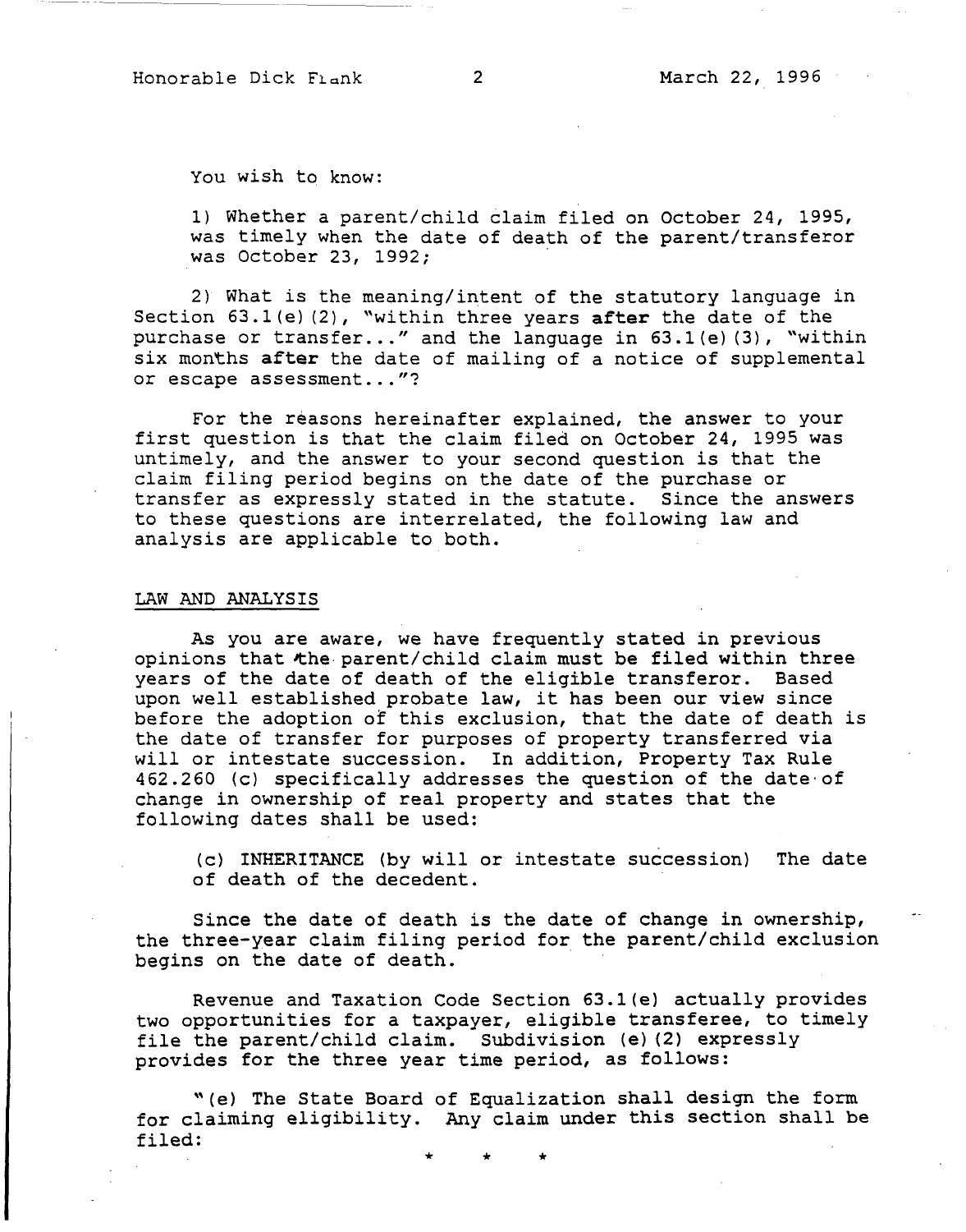You wish to know:

1) Whether a parent/child claim filed on October 24, 1995, was timely when the date of death of the parent/transferor was October 23, 1992;

2) What is the meaning/intent of the statutory language in Section 63.1(e)(2), "within three years **after** the date of the purchase or transfer..." and the language in 63.1(e)(3), "within six months **after** the date of mailing of a notice of supplemental or escape assessment..."?

For the reasons hereinafter explained, the answer to your first question is that the claim filed on October 24, 1995 was untimely, and the answer to your second question is that the claim filing period begins on the date of the purchase or transfer as expressly stated in the statute. Since the answers to these questions are interrelated, the following law and analysis are applicable to both.

## LAW AND ANALYSIS

As you are aware, we have frequently stated in previous opinions that the parent/child claim must be filed within three years of the date of death of the eligible transferor. Based upon well established probate law, it has been our view since before the adoption of this exclusion, that the date of death is the date of transfer for purposes of property transferred via will or intestate succession. In addition, Property Tax Rule 462.260 (c) specifically addresses the question of the date of change in ownership of real property and states that the following dates shall be used:

> (c) INHERITANCE (by will or intestate succession) The date of death of the decedent.

Since the date of death is the date of change in ownership, the three-year claim filing period for the parent/child exclusion begins on the date of death.

Revenue and Taxation Code Section 63.1(e) actually provides two opportunities for a taxpayer, eligible transferee, to timely file the parent/child claim. Subdivision (e)(2) expressly provides for the three year time period, as follows:

"(e) The State Board of Equalization shall design the form for claiming eligibility. Any claim under this section shall be filed:

\* \* \*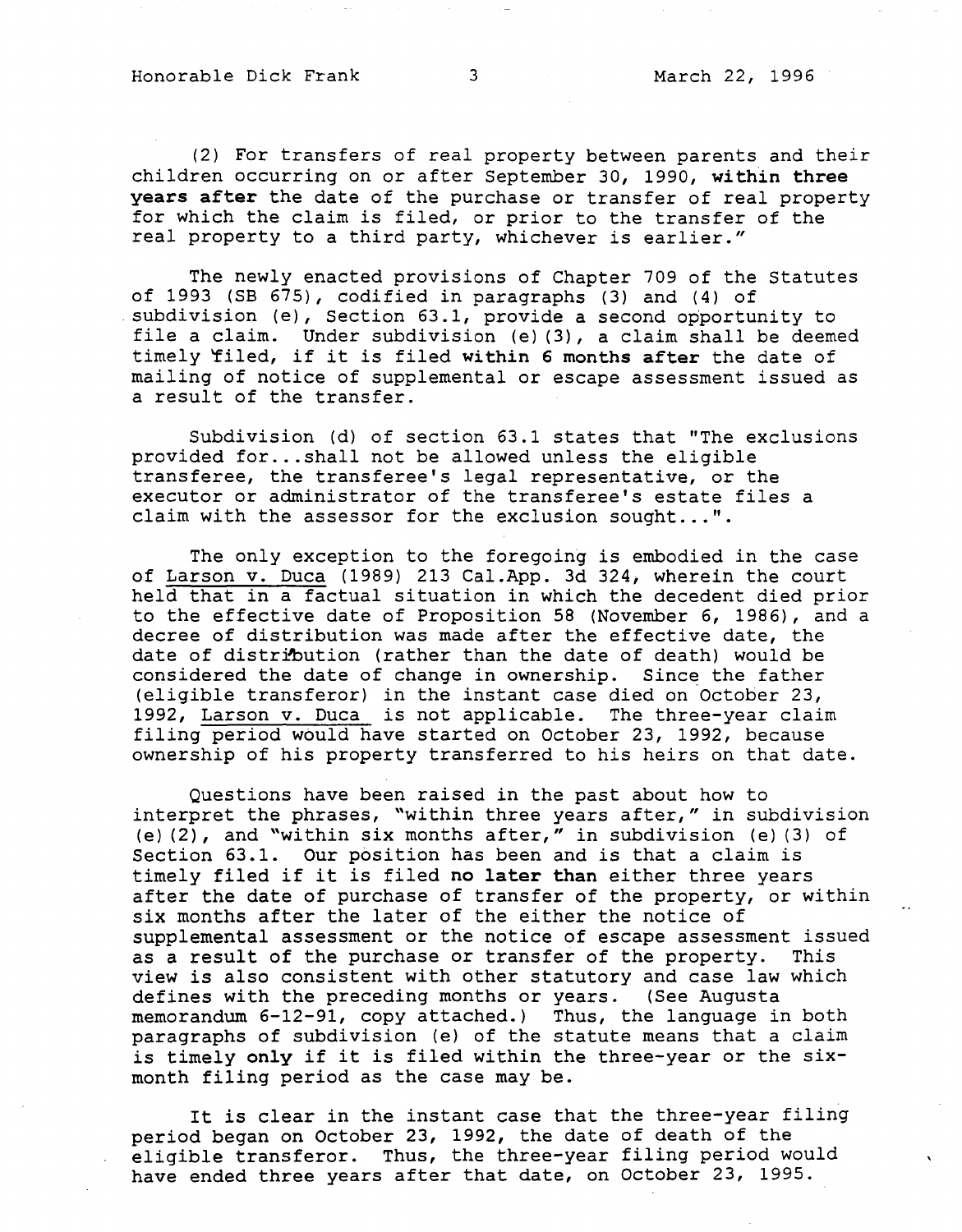(2) For transfers of real property between parents and their children occurring on or after September 30, 1990, **within three years after** the date of the purchase or transfer of real property for which the claim is filed, or prior to the transfer of the real property to a third party, whichever is earlier."

The newly enacted provisions of Chapter 709 of the Statutes of 1993 (SB 675), codified in paragraphs (3) and (4) of subdivision (e), Section 63.1, provide a second opportunity to file a claim. Under subdivision (e)(3), a claim shall be deemed timely filed, if it is filed **within 6 months after** the date of mailing of notice of supplemental or escape assessment issued as a result of the transfer.

Subdivision (d) of section 63.1 states that "The exclusions provided for...shall not be allowed unless the eligible transferee, the transferee's legal representative, or the executor or administrator of the transferee's estate files a claim with the assessor for the exclusion sought...".

The only exception to the foregoing is embodied in the case of Larson v. Duca (1989) 213 Cal.App. 3d 324, wherein the court held that in a factual situation in which the decedent died prior to the effective date of Proposition 58 (November 6, 1986), and a decree of distribution was made after the effective date, the date of distribution (rather than the date of death) would be considered the date of change in ownership. Since the father (eligible transferor) in the instant case died on October 23, 1992, Larson v. Duca is not applicable. The three-year claim filing period would have started on October 23, 1992, because ownership of his property transferred to his heirs on that date.

Questions have been raised in the past about how to interpret the phrases, "within three years after," in subdivision (e)(2), and "within six months after," in subdivision (e)(3) of Section 63.1. Our position has been and is that a claim is timely filed if it is filed **no later than** either three years after the date of purchase of transfer of the property, or within six months after the later of the either the notice of supplemental assessment or the notice of escape assessment issued as a result of the purchase or transfer of the property. This view is also consistent with other statutory and case law which defines with the preceding months or years. (See Augusta memorandum 6-12-91, copy attached.) Thus, the language in both paragraphs of subdivision (e) of the statute means that a claim is timely **only** if it is filed within the three-year or the six-month filing period as the case may be.

It is clear in the instant case that the three-year filing period began on October 23, 1992, the date of death of the eligible transferor. Thus, the three-year filing period would have ended three years after that date, on October 23, 1995.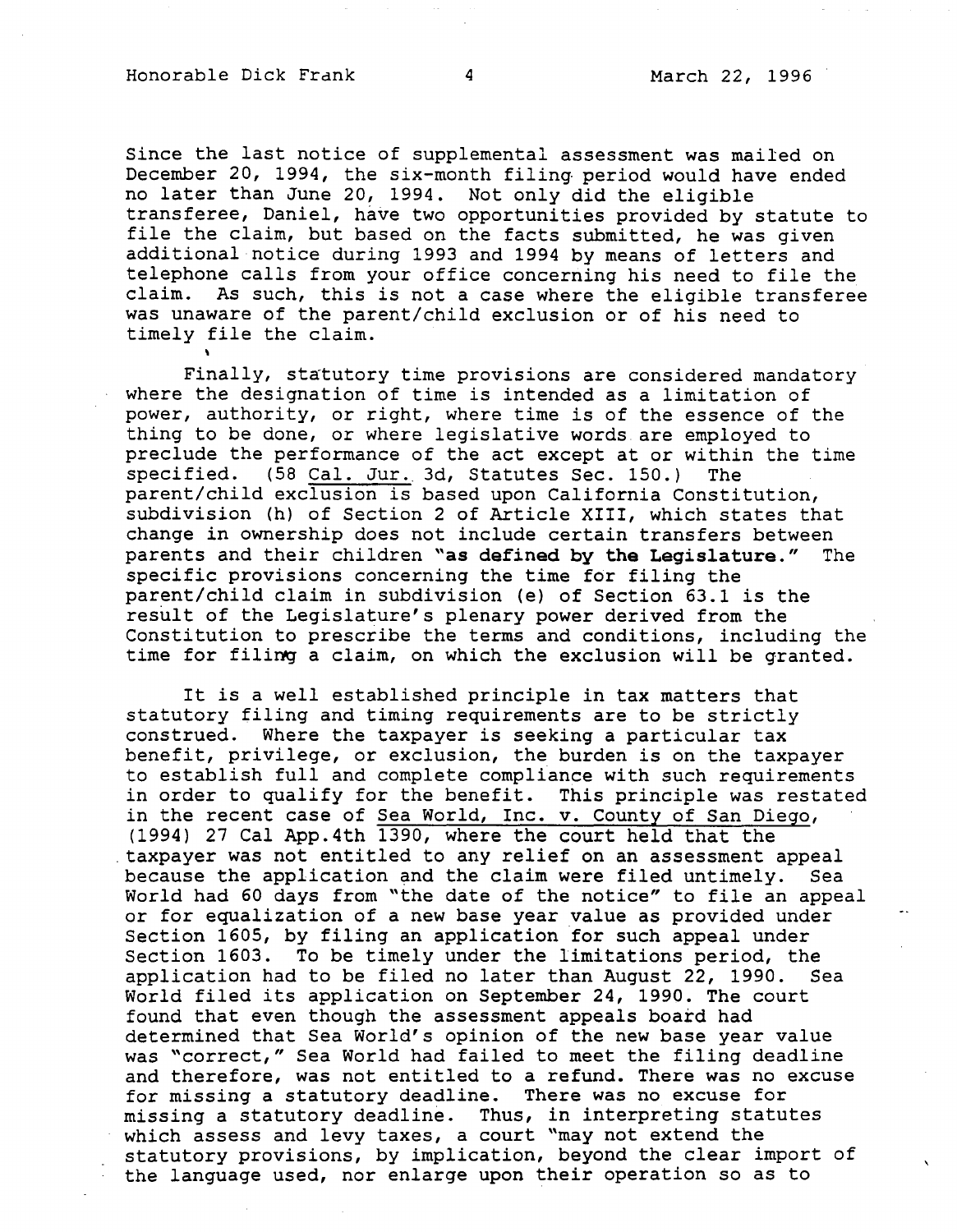Since the last notice of supplemental assessment was mailed on December 20, 1994, the six-month filing period would have ended no later than June 20, 1994. Not only did the eligible transferee, Daniel, have two opportunities provided by statute to file the claim, but based on the facts submitted, he was given additional notice during 1993 and 1994 by means of letters and telephone calls from your office concerning his need to file the claim. As such, this is not a case where the eligible transferee was unaware of the parent/child exclusion or of his need to timely file the claim.

Finally, statutory time provisions are considered mandatory where the designation of time is intended as a limitation of power, authority, or right, where time is of the essence of the thing to be done, or where legislative words are employed to preclude the performance of the act except at or within the time specified. (58 Cal. Jur. 3d, Statutes Sec. 150.) The parent/child exclusion is based upon California Constitution, subdivision (h) of Section 2 of Article XIII, which states that change in ownership does not include certain transfers between parents and their children **"as defined by the Legislature."** The specific provisions concerning the time for filing the parent/child claim in subdivision (e) of Section 63.1 is the result of the Legislature's plenary power derived from the Constitution to prescribe the terms and conditions, including the time for filing a claim, on which the exclusion will be granted.

It is a well established principle in tax matters that statutory filing and timing requirements are to be strictly construed. Where the taxpayer is seeking a particular tax benefit, privilege, or exclusion, the burden is on the taxpayer to establish full and complete compliance with such requirements in order to qualify for the benefit. This principle was restated in the recent case of Sea World, Inc. v. County of San Diego, (1994) 27 Cal App.4th 1390, where the court held that the taxpayer was not entitled to any relief on an assessment appeal because the application and the claim were filed untimely. Sea World had 60 days from "the date of the notice" to file an appeal or for equalization of a new base year value as provided under Section 1605, by filing an application for such appeal under Section 1603. To be timely under the limitations period, the application had to be filed no later than August 22, 1990. Sea World filed its application on September 24, 1990. The court found that even though the assessment appeals board had determined that Sea World's opinion of the new base year value was "correct," Sea World had failed to meet the filing deadline and therefore, was not entitled to a refund. There was no excuse for missing a statutory deadline. There was no excuse for missing a statutory deadline. Thus, in interpreting statutes which assess and levy taxes, a court "may not extend the statutory provisions, by implication, beyond the clear import of the language used, nor enlarge upon their operation so as to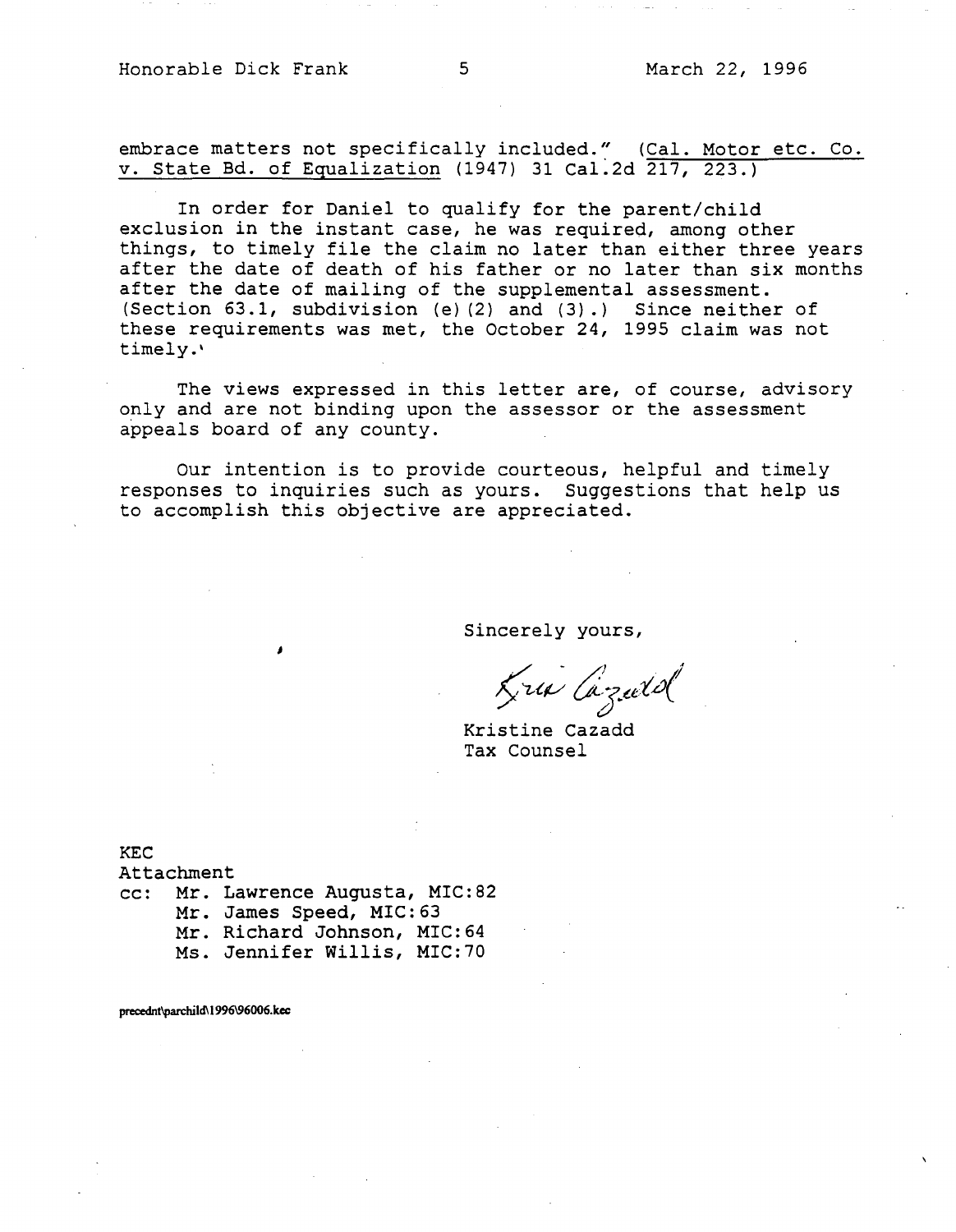embrace matters not specifically included." (Cal. Motor etc. Co. v. State Bd. of Equalization (1947) 31 Cal.2d 217, 223.)

In order for Daniel to qualify for the parent/child exclusion in the instant case, he was required, among other things, to timely file the claim no later than either three years after the date of death of his father or no later than six months after the date of mailing of the supplemental assessment. (Section 63.1, subdivision (e)(2) and (3).) Since neither of these requirements was met, the October 24, 1995 claim was not timely.

The views expressed in this letter are, of course, advisory only and are not binding upon the assessor or the assessment appeals board of any county.

Our intention is to provide courteous, helpful and timely responses to inquiries such as yours. Suggestions that help us to accomplish this objective are appreciated.

Sincerely yours,

Kristine Cazadd

Kristine Cazadd
Tax Counsel

KEC
Attachment
cc: Mr. Lawrence Augusta, MIC:82
Mr. James Speed, MIC:63
Mr. Richard Johnson, MIC:64
Ms. Jennifer Willis, MIC:70

precednt\parchild\1996\96006.kec